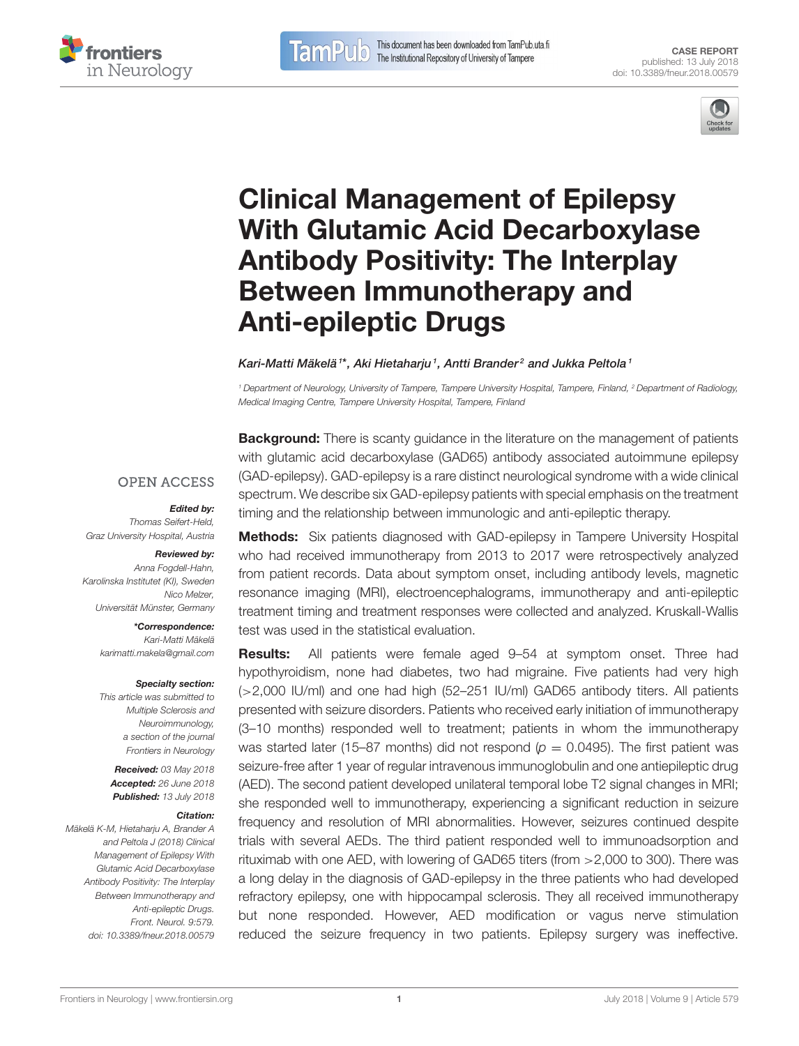CASE REPORT
published: 13 July 2018
doi: 10.3389/fneur.2018.00579

# Clinical Management of Epilepsy With Glutamic Acid Decarboxylase Antibody Positivity: The Interplay Between Immunotherapy and Anti-epileptic Drugs

*Kari-Matti Mäkelä[1]\*, Aki Hietaharju[1], Antti Brander[2] and Jukka Peltola[1]*

[1] Department of Neurology, University of Tampere, Tampere University Hospital, Tampere, Finland, [2] Department of Radiology, Medical Imaging Centre, Tampere University Hospital, Tampere, Finland

OPEN ACCESS

***Edited by:***
Thomas Seifert-Held,
Graz University Hospital, Austria

***Reviewed by:***
Anna Fogdell-Hahn,
Karolinska Institutet (KI), Sweden
Nico Melzer,
Universität Münster, Germany

***\*Correspondence:***
Kari-Matti Mäkelä
karimatti.makela@gmail.com

***Specialty section:***
This article was submitted to Multiple Sclerosis and Neuroimmunology, a section of the journal Frontiers in Neurology

***Received:*** 03 May 2018
***Accepted:*** 26 June 2018
***Published:*** 13 July 2018

***Citation:***
Mäkelä K-M, Hietaharju A, Brander A and Peltola J (2018) Clinical Management of Epilepsy With Glutamic Acid Decarboxylase Antibody Positivity: The Interplay Between Immunotherapy and Anti-epileptic Drugs. Front. Neurol. 9:579. doi: 10.3389/fneur.2018.00579

**Background:** There is scanty guidance in the literature on the management of patients with glutamic acid decarboxylase (GAD65) antibody associated autoimmune epilepsy (GAD-epilepsy). GAD-epilepsy is a rare distinct neurological syndrome with a wide clinical spectrum. We describe six GAD-epilepsy patients with special emphasis on the treatment timing and the relationship between immunologic and anti-epileptic therapy.

**Methods:** Six patients diagnosed with GAD-epilepsy in Tampere University Hospital who had received immunotherapy from 2013 to 2017 were retrospectively analyzed from patient records. Data about symptom onset, including antibody levels, magnetic resonance imaging (MRI), electroencephalograms, immunotherapy and anti-epileptic treatment timing and treatment responses were collected and analyzed. Kruskall-Wallis test was used in the statistical evaluation.

**Results:** All patients were female aged 9–54 at symptom onset. Three had hypothyroidism, none had diabetes, two had migraine. Five patients had very high (>2,000 IU/ml) and one had high (52–251 IU/ml) GAD65 antibody titers. All patients presented with seizure disorders. Patients who received early initiation of immunotherapy (3–10 months) responded well to treatment; patients in whom the immunotherapy was started later (15–87 months) did not respond ($p = 0.0495$). The first patient was seizure-free after 1 year of regular intravenous immunoglobulin and one antiepileptic drug (AED). The second patient developed unilateral temporal lobe T2 signal changes in MRI; she responded well to immunotherapy, experiencing a significant reduction in seizure frequency and resolution of MRI abnormalities. However, seizures continued despite trials with several AEDs. The third patient responded well to immunoadsorption and rituximab with one AED, with lowering of GAD65 titers (from >2,000 to 300). There was a long delay in the diagnosis of GAD-epilepsy in the three patients who had developed refractory epilepsy, one with hippocampal sclerosis. They all received immunotherapy but none responded. However, AED modification or vagus nerve stimulation reduced the seizure frequency in two patients. Epilepsy surgery was ineffective.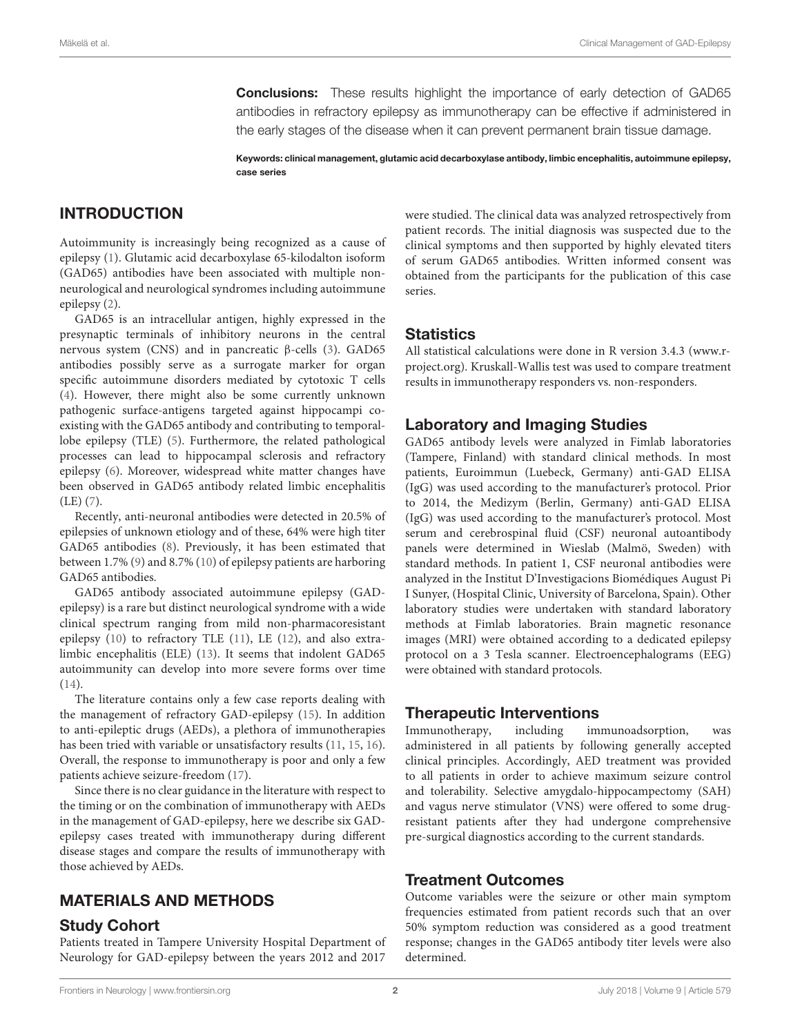**Conclusions:** These results highlight the importance of early detection of GAD65 antibodies in refractory epilepsy as immunotherapy can be effective if administered in the early stages of the disease when it can prevent permanent brain tissue damage.

**Keywords: clinical management, glutamic acid decarboxylase antibody, limbic encephalitis, autoimmune epilepsy, case series**

## INTRODUCTION

Autoimmunity is increasingly being recognized as a cause of epilepsy (1). Glutamic acid decarboxylase 65-kilodalton isoform (GAD65) antibodies have been associated with multiple non-neurological and neurological syndromes including autoimmune epilepsy (2).

GAD65 is an intracellular antigen, highly expressed in the presynaptic terminals of inhibitory neurons in the central nervous system (CNS) and in pancreatic β-cells (3). GAD65 antibodies possibly serve as a surrogate marker for organ specific autoimmune disorders mediated by cytotoxic T cells (4). However, there might also be some currently unknown pathogenic surface-antigens targeted against hippocampi co-existing with the GAD65 antibody and contributing to temporal-lobe epilepsy (TLE) (5). Furthermore, the related pathological processes can lead to hippocampal sclerosis and refractory epilepsy (6). Moreover, widespread white matter changes have been observed in GAD65 antibody related limbic encephalitis (LE) (7).

Recently, anti-neuronal antibodies were detected in 20.5% of epilepsies of unknown etiology and of these, 64% were high titer GAD65 antibodies (8). Previously, it has been estimated that between 1.7% (9) and 8.7% (10) of epilepsy patients are harboring GAD65 antibodies.

GAD65 antibody associated autoimmune epilepsy (GAD-epilepsy) is a rare but distinct neurological syndrome with a wide clinical spectrum ranging from mild non-pharmacoresistant epilepsy (10) to refractory TLE (11), LE (12), and also extra-limbic encephalitis (ELE) (13). It seems that indolent GAD65 autoimmunity can develop into more severe forms over time (14).

The literature contains only a few case reports dealing with the management of refractory GAD-epilepsy (15). In addition to anti-epileptic drugs (AEDs), a plethora of immunotherapies has been tried with variable or unsatisfactory results (11, 15, 16). Overall, the response to immunotherapy is poor and only a few patients achieve seizure-freedom (17).

Since there is no clear guidance in the literature with respect to the timing or on the combination of immunotherapy with AEDs in the management of GAD-epilepsy, here we describe six GAD-epilepsy cases treated with immunotherapy during different disease stages and compare the results of immunotherapy with those achieved by AEDs.

## MATERIALS AND METHODS

### Study Cohort

Patients treated in Tampere University Hospital Department of Neurology for GAD-epilepsy between the years 2012 and 2017 were studied. The clinical data was analyzed retrospectively from patient records. The initial diagnosis was suspected due to the clinical symptoms and then supported by highly elevated titers of serum GAD65 antibodies. Written informed consent was obtained from the participants for the publication of this case series.

### Statistics

All statistical calculations were done in R version 3.4.3 (www.r-project.org). Kruskall-Wallis test was used to compare treatment results in immunotherapy responders vs. non-responders.

### Laboratory and Imaging Studies

GAD65 antibody levels were analyzed in Fimlab laboratories (Tampere, Finland) with standard clinical methods. In most patients, Euroimmun (Luebeck, Germany) anti-GAD ELISA (IgG) was used according to the manufacturer's protocol. Prior to 2014, the Medizym (Berlin, Germany) anti-GAD ELISA (IgG) was used according to the manufacturer's protocol. Most serum and cerebrospinal fluid (CSF) neuronal autoantibody panels were determined in Wieslab (Malmö, Sweden) with standard methods. In patient 1, CSF neuronal antibodies were analyzed in the Institut D'Investigacions Biomédiques August Pi I Sunyer, (Hospital Clinic, University of Barcelona, Spain). Other laboratory studies were undertaken with standard laboratory methods at Fimlab laboratories. Brain magnetic resonance images (MRI) were obtained according to a dedicated epilepsy protocol on a 3 Tesla scanner. Electroencephalograms (EEG) were obtained with standard protocols.

### Therapeutic Interventions

Immunotherapy, including immunoadsorption, was administered in all patients by following generally accepted clinical principles. Accordingly, AED treatment was provided to all patients in order to achieve maximum seizure control and tolerability. Selective amygdalo-hippocampectomy (SAH) and vagus nerve stimulator (VNS) were offered to some drug-resistant patients after they had undergone comprehensive pre-surgical diagnostics according to the current standards.

### Treatment Outcomes

Outcome variables were the seizure or other main symptom frequencies estimated from patient records such that an over 50% symptom reduction was considered as a good treatment response; changes in the GAD65 antibody titer levels were also determined.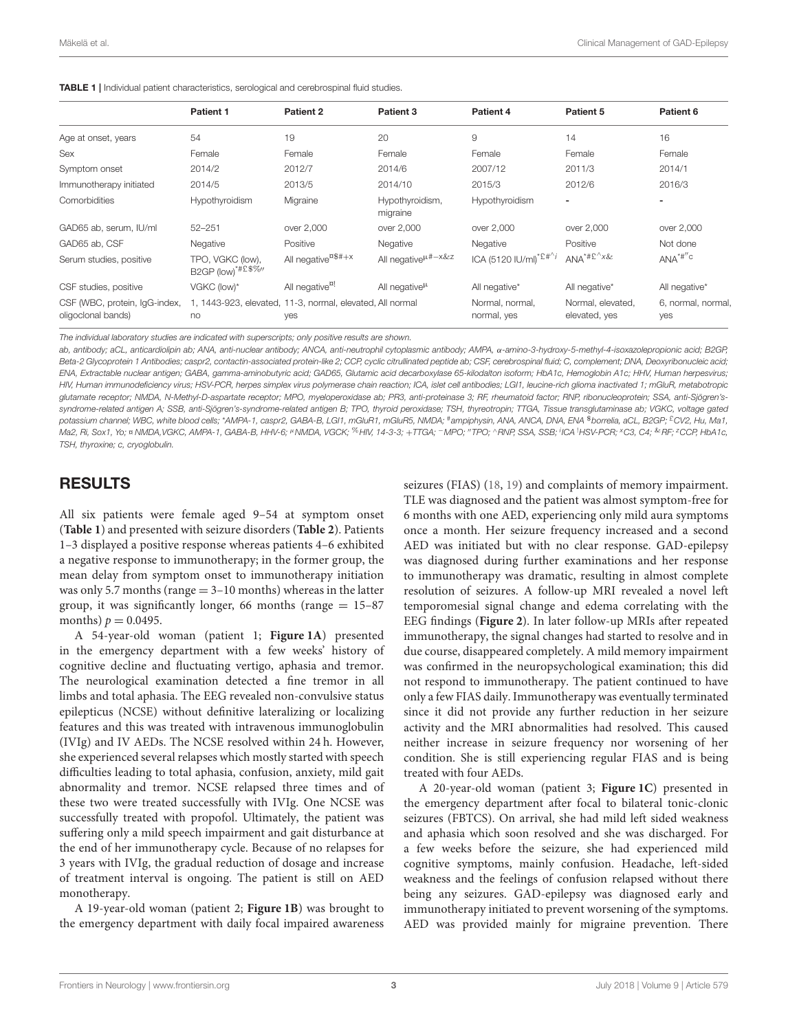**TABLE 1 |** Individual patient characteristics, serological and cerebrospinal fluid studies.

| | Patient 1 | Patient 2 | Patient 3 | Patient 4 | Patient 5 | Patient 6 |
|---|---|---|---|---|---|---|
| Age at onset, years | 54 | 19 | 20 | 9 | 14 | 16 |
| Sex | Female | Female | Female | Female | Female | Female |
| Symptom onset | 2014/2 | 2012/7 | 2014/6 | 2007/12 | 2011/3 | 2014/1 |
| Immunotherapy initiated | 2014/5 | 2013/5 | 2014/10 | 2015/3 | 2012/6 | 2016/3 |
| Comorbidities | Hypothyroidism | Migraine | Hypothyroidism, migraine | Hypothyroidism | - | - |
| GAD65 ab, serum, IU/ml | 52–251 | over 2,000 | over 2,000 | over 2,000 | over 2,000 | over 2,000 |
| GAD65 ab, CSF | Negative | Positive | Negative | Negative | Positive | Not done |
| Serum studies, positive | TPO, VGKC (low), B2GP (low)*#£$%″ | All negative¤$#+x | All negativeµ#−x&z | ICA (5120 IU/ml)*£#^¡ | ANA*#£^x& | ANA*#″c |
| CSF studies, positive | VGKC (low)* | All negative¤! | All negativeµ | All negative* | All negative* | All negative* |
| CSF (WBC, protein, IgG-index, oligoclonal bands) | 1, 1443-923, elevated, no | 11-3, normal, elevated, yes | All normal | Normal, normal, normal, yes | Normal, elevated, elevated, yes | 6, normal, normal, yes |

*The individual laboratory studies are indicated with superscripts; only positive results are shown.*

*ab, antibody; aCL, anticardiolipin ab; ANA, anti-nuclear antibody; ANCA, anti-neutrophil cytoplasmic antibody; AMPA, α-amino-3-hydroxy-5-methyl-4-isoxazolepropionic acid; B2GP, Beta-2 Glycoprotein 1 Antibodies; caspr2, contactin-associated protein-like 2; CCP, cyclic citrullinated peptide ab; CSF, cerebrospinal fluid; C, complement; DNA, Deoxyribonucleic acid; ENA, Extractable nuclear antigen; GABA, gamma-aminobutyric acid; GAD65, Glutamic acid decarboxylase 65-kilodalton isoform; HbA1c, Hemoglobin A1c; HHV, Human herpesvirus; HIV, Human immunodeficiency virus; HSV-PCR, herpes simplex virus polymerase chain reaction; ICA, islet cell antibodies; LGI1, leucine-rich glioma inactivated 1; mGluR, metabotropic glutamate receptor; NMDA, N-Methyl-D-aspartate receptor; MPO, myeloperoxidase ab; PR3, anti-proteinase 3; RF, rheumatoid factor; RNP, ribonucleoprotein; SSA, anti-Sjögren's-syndrome-related antigen A; SSB, anti-Sjögren's-syndrome-related antigen B; TPO, thyroid peroxidase; TSH, thyreotropin; TTGA, Tissue transglutaminase ab; VGKC, voltage gated potassium channel; WBC, white blood cells; \*AMPA-1, caspr2, GABA-B, LGI1, mGluR1, mGluR5, NMDA; #ampiphysin, ANA, ANCA, DNA, ENA $borrelia, aCL, B2GP; £CV2, Hu, Ma1, Ma2, Ri, Sox1, Yo; ¤NMDA,VGKC, AMPA-1, GABA-B, HHV-6; µNMDA, VGCK; %HIV, 14-3-3; +TTGA; −MPO; ″TPO; ^RNP, SSA, SSB; ¡ICA !HSV-PCR; xC3, C4; &RF; zCCP, HbA1c, TSH, thyroxine; c, cryoglobulin.*

## RESULTS

All six patients were female aged 9–54 at symptom onset (**Table 1**) and presented with seizure disorders (**Table 2**). Patients 1–3 displayed a positive response whereas patients 4–6 exhibited a negative response to immunotherapy; in the former group, the mean delay from symptom onset to immunotherapy initiation was only 5.7 months (range = 3–10 months) whereas in the latter group, it was significantly longer, 66 months (range = 15–87 months) $p = 0.0495$.

A 54-year-old woman (patient 1; **Figure 1A**) presented in the emergency department with a few weeks' history of cognitive decline and fluctuating vertigo, aphasia and tremor. The neurological examination detected a fine tremor in all limbs and total aphasia. The EEG revealed non-convulsive status epilepticus (NCSE) without definitive lateralizing or localizing features and this was treated with intravenous immunoglobulin (IVIg) and IV AEDs. The NCSE resolved within 24 h. However, she experienced several relapses which mostly started with speech difficulties leading to total aphasia, confusion, anxiety, mild gait abnormality and tremor. NCSE relapsed three times and of these two were treated successfully with IVIg. One NCSE was successfully treated with propofol. Ultimately, the patient was suffering only a mild speech impairment and gait disturbance at the end of her immunotherapy cycle. Because of no relapses for 3 years with IVIg, the gradual reduction of dosage and increase of treatment interval is ongoing. The patient is still on AED monotherapy.

A 19-year-old woman (patient 2; **Figure 1B**) was brought to the emergency department with daily focal impaired awareness seizures (FIAS) (18, 19) and complaints of memory impairment. TLE was diagnosed and the patient was almost symptom-free for 6 months with one AED, experiencing only mild aura symptoms once a month. Her seizure frequency increased and a second AED was initiated but with no clear response. GAD-epilepsy was diagnosed during further examinations and her response to immunotherapy was dramatic, resulting in almost complete resolution of seizures. A follow-up MRI revealed a novel left temporomesial signal change and edema correlating with the EEG findings (**Figure 2**). In later follow-up MRIs after repeated immunotherapy, the signal changes had started to resolve and in due course, disappeared completely. A mild memory impairment was confirmed in the neuropsychological examination; this did not respond to immunotherapy. The patient continued to have only a few FIAS daily. Immunotherapy was eventually terminated since it did not provide any further reduction in her seizure activity and the MRI abnormalities had resolved. This caused neither increase in seizure frequency nor worsening of her condition. She is still experiencing regular FIAS and is being treated with four AEDs.

A 20-year-old woman (patient 3; **Figure 1C**) presented in the emergency department after focal to bilateral tonic-clonic seizures (FBTCS). On arrival, she had mild left sided weakness and aphasia which soon resolved and she was discharged. For a few weeks before the seizure, she had experienced mild cognitive symptoms, mainly confusion. Headache, left-sided weakness and the feelings of confusion relapsed without there being any seizures. GAD-epilepsy was diagnosed early and immunotherapy initiated to prevent worsening of the symptoms. AED was provided mainly for migraine prevention. There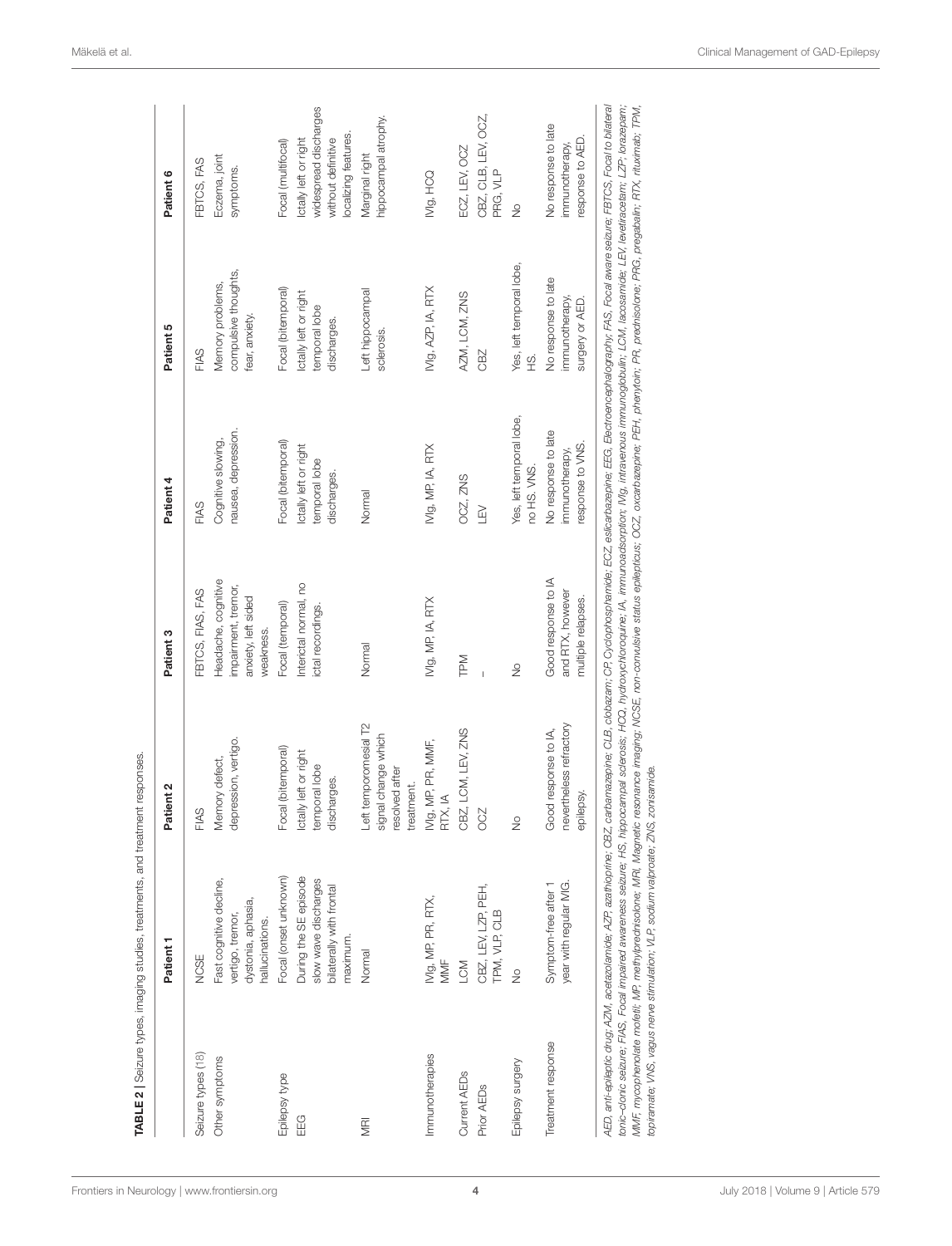**TABLE 2** | Seizure types, imaging studies, treatments, and treatment responses.

| | Patient 1 | Patient 2 | Patient 3 | Patient 4 | Patient 5 | Patient 6 |
|---|---|---|---|---|---|---|
| Seizure types (18) | NCSE | FIAS | FBTCS, FIAS, FAS | FIAS | FIAS | FBTCS, FAS |
| Other symptoms | Fast cognitive decline, vertigo, tremor, dystonia, aphasia, hallucinations. | Memory defect, depression, vertigo. | Headache, cognitive impairment, tremor, anxiety, left sided weakness. | Cognitive slowing, nausea, depression. | Memory problems, compulsive thoughts, fear, anxiety. | Eczema, joint symptoms. |
| Epilepsy type | Focal (onset unknown) | Focal (bitemporal) | Focal (temporal) | Focal (bitemporal) | Focal (bitemporal) | Focal (multifocal) |
| EEG | During the SE episode slow wave discharges bilaterally with frontal maximum. | Ictally left or right temporal lobe discharges. | Interictal normal, no ictal recordings. | Ictally left or right temporal lobe discharges. | Ictally left or right temporal lobe discharges. | Ictally left or right widespread discharges without definitive localizing features. |
| MRI | Normal | Left temporomesial T2 signal change which resolved after treatment. | Normal | Normal | Left hippocampal sclerosis. | Marginal right hippocampal atrophy. |
| Immunotherapies | IVIg, MP, PR, RTX, MMF | IVIg, MP, PR, MMF, RTX, IA | IVIg, MP, IA, RTX | IVIg, MP, IA, RTX | IVIg, AZP, IA, RTX | IVIg, HCQ |
| Current AEDs | LCM | CBZ, LCM, LEV, ZNS | TPM | OCZ, ZNS | AZM, LCM, ZNS | ECZ, LEV, OCZ |
| Prior AEDs | CBZ, LEV, LZP, PEH, TPM, VLP, CLB | OCZ | – | LEV | CBZ | CBZ, CLB, LEV, OCZ, PRG, VLP |
| Epilepsy surgery | No | No | No | Yes, left temporal lobe, no HS. VNS. | Yes, left temporal lobe, HS. | No |
| Treatment response | Symptom-free after 1 year with regular IVIG. | Good response to IA, nevertheless refractory epilepsy. | Good response to IA and RTX, however multiple relapses. | No response to late immunotherapy, response to VNS. | No response to late immunotherapy, surgery or AED. | No response to late immunotherapy, response to AED. |

*AED, anti-epileptic drug; AZM, acetazolamide; AZP, azathioprine; CBZ, carbamazepine; CLB, clobazam; CP, Cyclophosphamide; ECZ, eslicarbazepine; EEG, Electroencephalography; FAS, Focal aware seizure; FBTCS, Focal to bilateral tonic–clonic seizure; FIAS, Focal impaired awareness seizure; HS, hippocampal sclerosis; HCQ, hydroxychloroquine; IA, immunoadsorption; IVIg, intravenous immunoglobulin; LCM, lacosamide; LEV, levetiracetam; LZP, lorazepam; MMF, mycophenolate mofetil; MP, methylprednisolone; MRI, Magnetic resonance imaging; NCSE, non-convulsive status epilepticus; OCZ, oxcarbazepine; PEH, phenytoin; PR, prednisolone; PRG, pregabalin; RTX, rituximab; TPM, topiramate; VNS, vagus nerve stimulation; VLP, sodium valproate; ZNS, zonisamide.*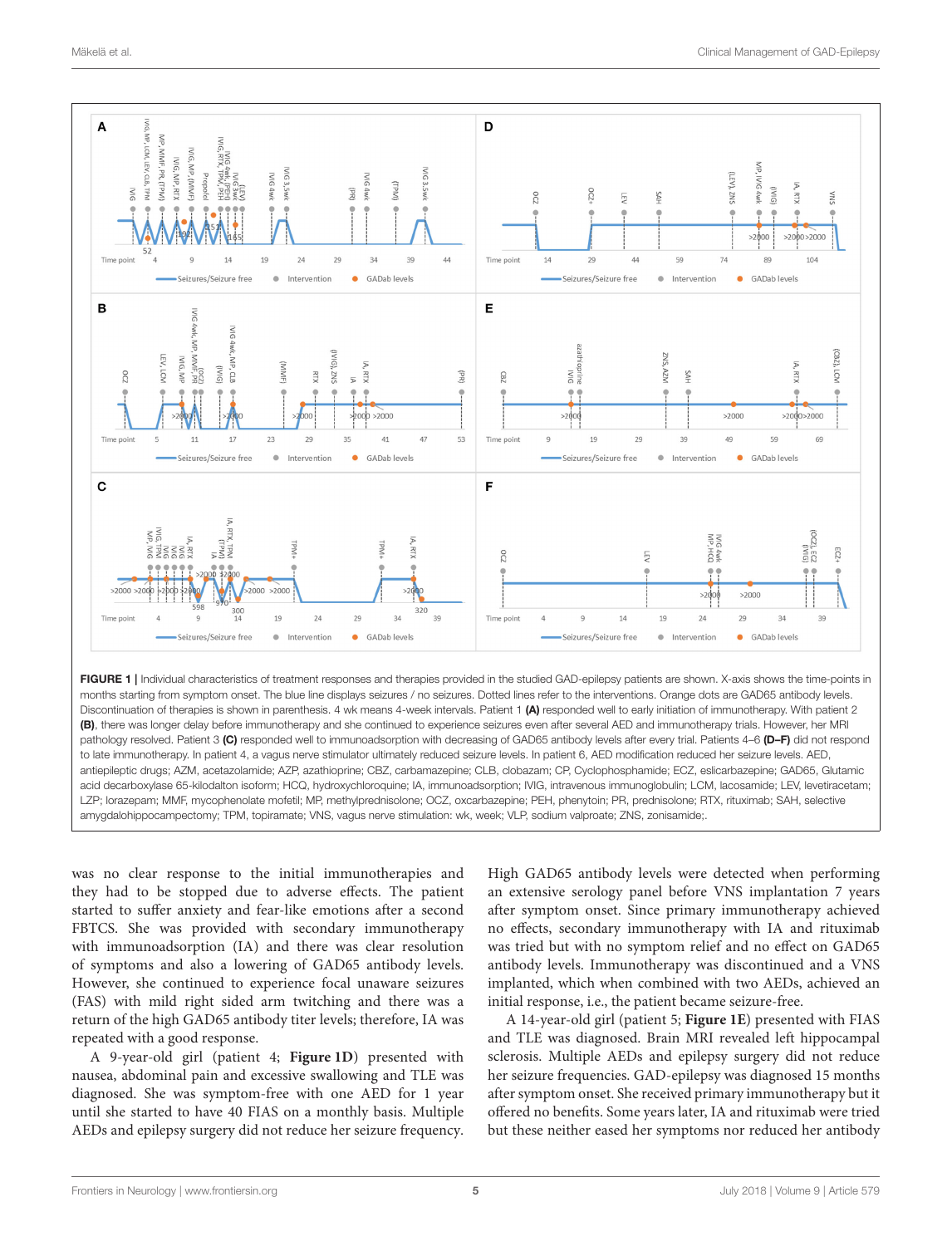**FIGURE 1** | Individual characteristics of treatment responses and therapies provided in the studied GAD-epilepsy patients are shown. X-axis shows the time-points in months starting from symptom onset. The blue line displays seizures / no seizures. Dotted lines refer to the interventions. Orange dots are GAD65 antibody levels. Discontinuation of therapies is shown in parenthesis. 4 wk means 4-week intervals. Patient 1 **(A)** responded well to early initiation of immunotherapy. With patient 2 **(B)**, there was longer delay before immunotherapy and she continued to experience seizures even after several AED and immunotherapy trials. However, her MRI pathology resolved. Patient 3 **(C)** responded well to immunoadsorption with decreasing of GAD65 antibody levels after every trial. Patients 4–6 **(D–F)** did not respond to late immunotherapy. In patient 4, a vagus nerve stimulator ultimately reduced seizure levels. In patient 6, AED modification reduced her seizure levels. AED, antiepileptic drugs; AZM, acetazolamide; AZP, azathioprine; CBZ, carbamazepine; CLB, clobazam; CP, Cyclophosphamide; ECZ, eslicarbazepine; GAD65, Glutamic acid decarboxylase 65-kilodalton isoform; HCQ, hydroxychloroquine; IA, immunoadsorption; IVIG, intravenous immunoglobulin; LCM, lacosamide; LEV, levetiracetam; LZP; lorazepam; MMF, mycophenolate mofetil; MP, methylprednisolone; OCZ, oxcarbazepine; PEH, phenytoin; PR, prednisolone; RTX, rituximab; SAH, selective amygdalohippocampectomy; TPM, topiramate; VNS, vagus nerve stimulation: wk, week; VLP, sodium valproate; ZNS, zonisamide;.

was no clear response to the initial immunotherapies and they had to be stopped due to adverse effects. The patient started to suffer anxiety and fear-like emotions after a second FBTCS. She was provided with secondary immunotherapy with immunoadsorption (IA) and there was clear resolution of symptoms and also a lowering of GAD65 antibody levels. However, she continued to experience focal unaware seizures (FAS) with mild right sided arm twitching and there was a return of the high GAD65 antibody titer levels; therefore, IA was repeated with a good response.

A 9-year-old girl (patient 4; **Figure 1D**) presented with nausea, abdominal pain and excessive swallowing and TLE was diagnosed. She was symptom-free with one AED for 1 year until she started to have 40 FIAS on a monthly basis. Multiple AEDs and epilepsy surgery did not reduce her seizure frequency. High GAD65 antibody levels were detected when performing an extensive serology panel before VNS implantation 7 years after symptom onset. Since primary immunotherapy achieved no effects, secondary immunotherapy with IA and rituximab was tried but with no symptom relief and no effect on GAD65 antibody levels. Immunotherapy was discontinued and a VNS implanted, which when combined with two AEDs, achieved an initial response, i.e., the patient became seizure-free.

A 14-year-old girl (patient 5; **Figure 1E**) presented with FIAS and TLE was diagnosed. Brain MRI revealed left hippocampal sclerosis. Multiple AEDs and epilepsy surgery did not reduce her seizure frequencies. GAD-epilepsy was diagnosed 15 months after symptom onset. She received primary immunotherapy but it offered no benefits. Some years later, IA and rituximab were tried but these neither eased her symptoms nor reduced her antibody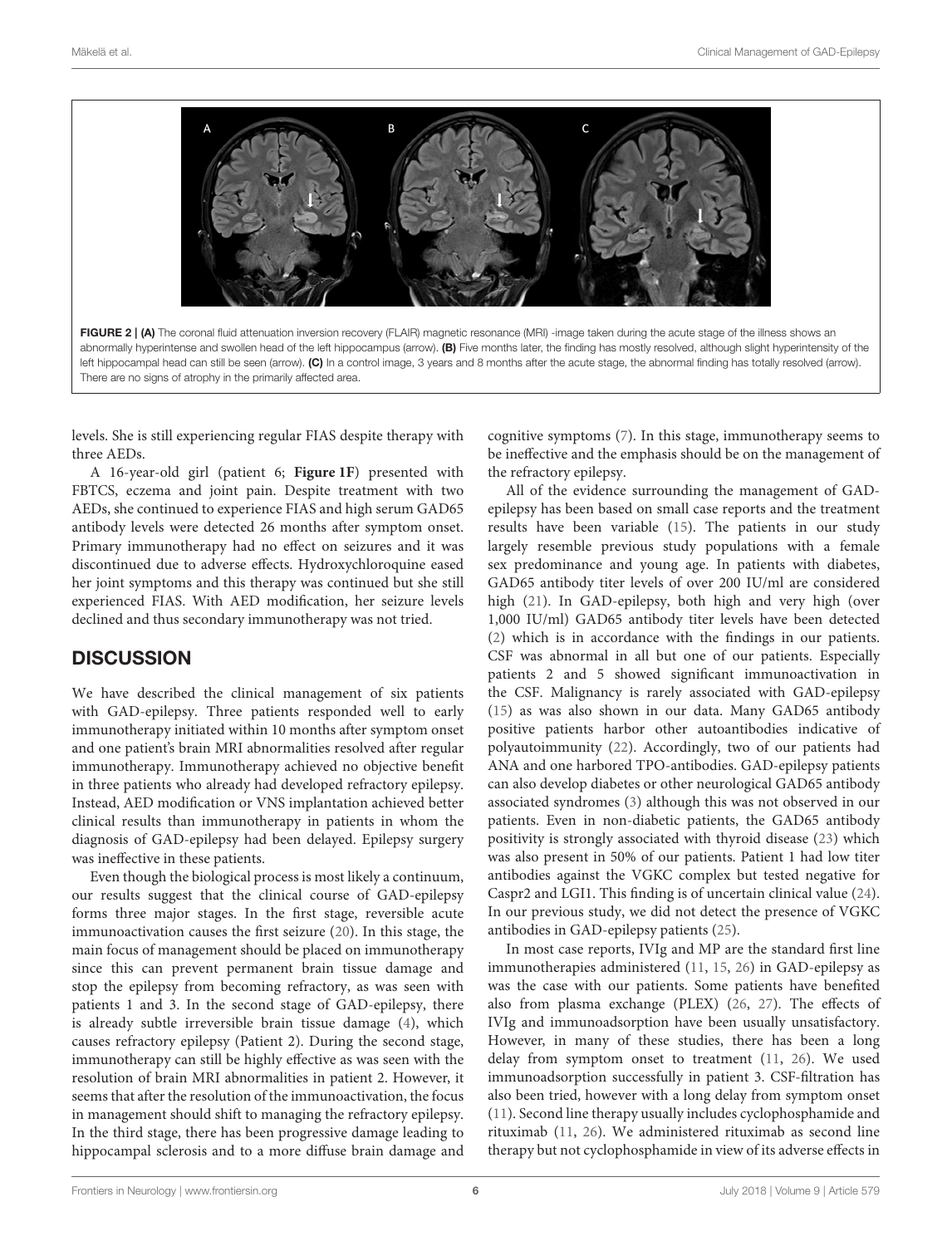FIGURE 2 | **(A)** The coronal fluid attenuation inversion recovery (FLAIR) magnetic resonance (MRI) -image taken during the acute stage of the illness shows an abnormally hyperintense and swollen head of the left hippocampus (arrow). **(B)** Five months later, the finding has mostly resolved, although slight hyperintensity of the left hippocampal head can still be seen (arrow). **(C)** In a control image, 3 years and 8 months after the acute stage, the abnormal finding has totally resolved (arrow). There are no signs of atrophy in the primarily affected area.

levels. She is still experiencing regular FIAS despite therapy with three AEDs.

A 16-year-old girl (patient 6; **Figure 1F**) presented with FBTCS, eczema and joint pain. Despite treatment with two AEDs, she continued to experience FIAS and high serum GAD65 antibody levels were detected 26 months after symptom onset. Primary immunotherapy had no effect on seizures and it was discontinued due to adverse effects. Hydroxychloroquine eased her joint symptoms and this therapy was continued but she still experienced FIAS. With AED modification, her seizure levels declined and thus secondary immunotherapy was not tried.

## DISCUSSION

We have described the clinical management of six patients with GAD-epilepsy. Three patients responded well to early immunotherapy initiated within 10 months after symptom onset and one patient's brain MRI abnormalities resolved after regular immunotherapy. Immunotherapy achieved no objective benefit in three patients who already had developed refractory epilepsy. Instead, AED modification or VNS implantation achieved better clinical results than immunotherapy in patients in whom the diagnosis of GAD-epilepsy had been delayed. Epilepsy surgery was ineffective in these patients.

Even though the biological process is most likely a continuum, our results suggest that the clinical course of GAD-epilepsy forms three major stages. In the first stage, reversible acute immunoactivation causes the first seizure (20). In this stage, the main focus of management should be placed on immunotherapy since this can prevent permanent brain tissue damage and stop the epilepsy from becoming refractory, as was seen with patients 1 and 3. In the second stage of GAD-epilepsy, there is already subtle irreversible brain tissue damage (4), which causes refractory epilepsy (Patient 2). During the second stage, immunotherapy can still be highly effective as was seen with the resolution of brain MRI abnormalities in patient 2. However, it seems that after the resolution of the immunoactivation, the focus in management should shift to managing the refractory epilepsy. In the third stage, there has been progressive damage leading to hippocampal sclerosis and to a more diffuse brain damage and cognitive symptoms (7). In this stage, immunotherapy seems to be ineffective and the emphasis should be on the management of the refractory epilepsy.

All of the evidence surrounding the management of GAD-epilepsy has been based on small case reports and the treatment results have been variable (15). The patients in our study largely resemble previous study populations with a female sex predominance and young age. In patients with diabetes, GAD65 antibody titer levels of over 200 IU/ml are considered high (21). In GAD-epilepsy, both high and very high (over 1,000 IU/ml) GAD65 antibody titer levels have been detected (2) which is in accordance with the findings in our patients. CSF was abnormal in all but one of our patients. Especially patients 2 and 5 showed significant immunoactivation in the CSF. Malignancy is rarely associated with GAD-epilepsy (15) as was also shown in our data. Many GAD65 antibody positive patients harbor other autoantibodies indicative of polyautoimmunity (22). Accordingly, two of our patients had ANA and one harbored TPO-antibodies. GAD-epilepsy patients can also develop diabetes or other neurological GAD65 antibody associated syndromes (3) although this was not observed in our patients. Even in non-diabetic patients, the GAD65 antibody positivity is strongly associated with thyroid disease (23) which was also present in 50% of our patients. Patient 1 had low titer antibodies against the VGKC complex but tested negative for Caspr2 and LGI1. This finding is of uncertain clinical value (24). In our previous study, we did not detect the presence of VGKC antibodies in GAD-epilepsy patients (25).

In most case reports, IVIg and MP are the standard first line immunotherapies administered (11, 15, 26) in GAD-epilepsy as was the case with our patients. Some patients have benefited also from plasma exchange (PLEX) (26, 27). The effects of IVIg and immunoadsorption have been usually unsatisfactory. However, in many of these studies, there has been a long delay from symptom onset to treatment (11, 26). We used immunoadsorption successfully in patient 3. CSF-filtration has also been tried, however with a long delay from symptom onset (11). Second line therapy usually includes cyclophosphamide and rituximab (11, 26). We administered rituximab as second line therapy but not cyclophosphamide in view of its adverse effects in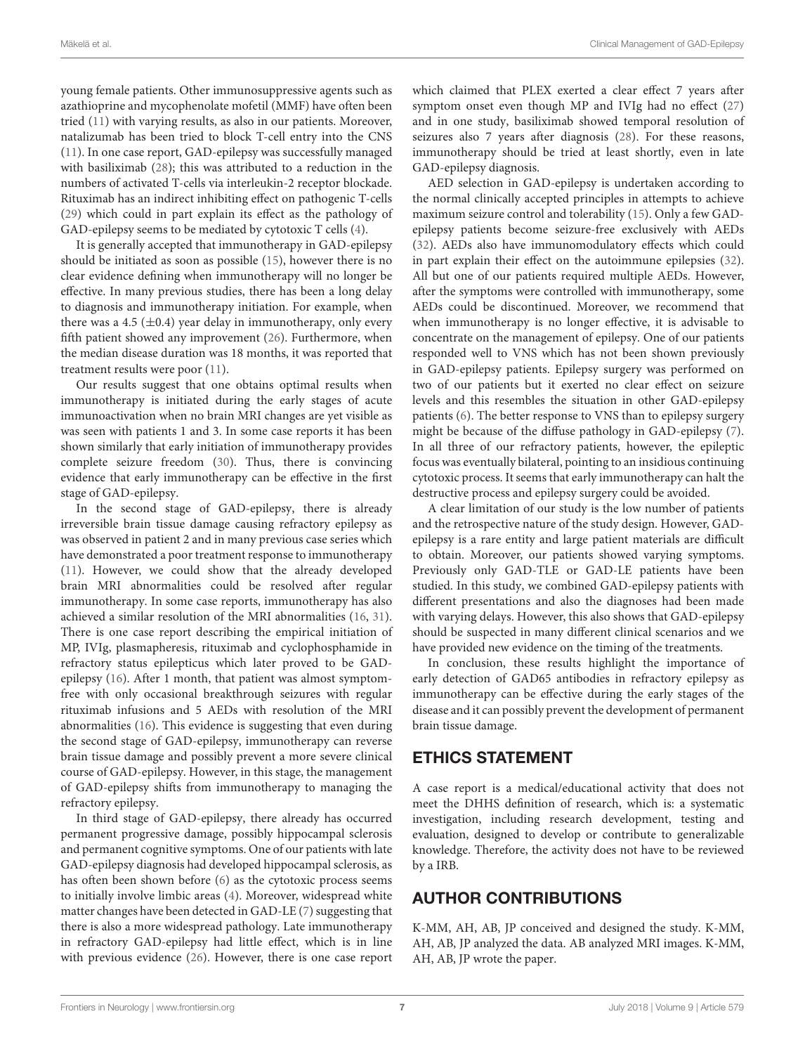young female patients. Other immunosuppressive agents such as azathioprine and mycophenolate mofetil (MMF) have often been tried (11) with varying results, as also in our patients. Moreover, natalizumab has been tried to block T-cell entry into the CNS (11). In one case report, GAD-epilepsy was successfully managed with basiliximab (28); this was attributed to a reduction in the numbers of activated T-cells via interleukin-2 receptor blockade. Rituximab has an indirect inhibiting effect on pathogenic T-cells (29) which could in part explain its effect as the pathology of GAD-epilepsy seems to be mediated by cytotoxic T cells (4).

It is generally accepted that immunotherapy in GAD-epilepsy should be initiated as soon as possible (15), however there is no clear evidence defining when immunotherapy will no longer be effective. In many previous studies, there has been a long delay to diagnosis and immunotherapy initiation. For example, when there was a 4.5 ($\pm$0.4) year delay in immunotherapy, only every fifth patient showed any improvement (26). Furthermore, when the median disease duration was 18 months, it was reported that treatment results were poor (11).

Our results suggest that one obtains optimal results when immunotherapy is initiated during the early stages of acute immunoactivation when no brain MRI changes are yet visible as was seen with patients 1 and 3. In some case reports it has been shown similarly that early initiation of immunotherapy provides complete seizure freedom (30). Thus, there is convincing evidence that early immunotherapy can be effective in the first stage of GAD-epilepsy.

In the second stage of GAD-epilepsy, there is already irreversible brain tissue damage causing refractory epilepsy as was observed in patient 2 and in many previous case series which have demonstrated a poor treatment response to immunotherapy (11). However, we could show that the already developed brain MRI abnormalities could be resolved after regular immunotherapy. In some case reports, immunotherapy has also achieved a similar resolution of the MRI abnormalities (16, 31). There is one case report describing the empirical initiation of MP, IVIg, plasmapheresis, rituximab and cyclophosphamide in refractory status epilepticus which later proved to be GAD-epilepsy (16). After 1 month, that patient was almost symptom-free with only occasional breakthrough seizures with regular rituximab infusions and 5 AEDs with resolution of the MRI abnormalities (16). This evidence is suggesting that even during the second stage of GAD-epilepsy, immunotherapy can reverse brain tissue damage and possibly prevent a more severe clinical course of GAD-epilepsy. However, in this stage, the management of GAD-epilepsy shifts from immunotherapy to managing the refractory epilepsy.

In third stage of GAD-epilepsy, there already has occurred permanent progressive damage, possibly hippocampal sclerosis and permanent cognitive symptoms. One of our patients with late GAD-epilepsy diagnosis had developed hippocampal sclerosis, as has often been shown before (6) as the cytotoxic process seems to initially involve limbic areas (4). Moreover, widespread white matter changes have been detected in GAD-LE (7) suggesting that there is also a more widespread pathology. Late immunotherapy in refractory GAD-epilepsy had little effect, which is in line with previous evidence (26). However, there is one case report which claimed that PLEX exerted a clear effect 7 years after symptom onset even though MP and IVIg had no effect (27) and in one study, basiliximab showed temporal resolution of seizures also 7 years after diagnosis (28). For these reasons, immunotherapy should be tried at least shortly, even in late GAD-epilepsy diagnosis.

AED selection in GAD-epilepsy is undertaken according to the normal clinically accepted principles in attempts to achieve maximum seizure control and tolerability (15). Only a few GAD-epilepsy patients become seizure-free exclusively with AEDs (32). AEDs also have immunomodulatory effects which could in part explain their effect on the autoimmune epilepsies (32). All but one of our patients required multiple AEDs. However, after the symptoms were controlled with immunotherapy, some AEDs could be discontinued. Moreover, we recommend that when immunotherapy is no longer effective, it is advisable to concentrate on the management of epilepsy. One of our patients responded well to VNS which has not been shown previously in GAD-epilepsy patients. Epilepsy surgery was performed on two of our patients but it exerted no clear effect on seizure levels and this resembles the situation in other GAD-epilepsy patients (6). The better response to VNS than to epilepsy surgery might be because of the diffuse pathology in GAD-epilepsy (7). In all three of our refractory patients, however, the epileptic focus was eventually bilateral, pointing to an insidious continuing cytotoxic process. It seems that early immunotherapy can halt the destructive process and epilepsy surgery could be avoided.

A clear limitation of our study is the low number of patients and the retrospective nature of the study design. However, GAD-epilepsy is a rare entity and large patient materials are difficult to obtain. Moreover, our patients showed varying symptoms. Previously only GAD-TLE or GAD-LE patients have been studied. In this study, we combined GAD-epilepsy patients with different presentations and also the diagnoses had been made with varying delays. However, this also shows that GAD-epilepsy should be suspected in many different clinical scenarios and we have provided new evidence on the timing of the treatments.

In conclusion, these results highlight the importance of early detection of GAD65 antibodies in refractory epilepsy as immunotherapy can be effective during the early stages of the disease and it can possibly prevent the development of permanent brain tissue damage.

## ETHICS STATEMENT

A case report is a medical/educational activity that does not meet the DHHS definition of research, which is: a systematic investigation, including research development, testing and evaluation, designed to develop or contribute to generalizable knowledge. Therefore, the activity does not have to be reviewed by a IRB.

## AUTHOR CONTRIBUTIONS

K-MM, AH, AB, JP conceived and designed the study. K-MM, AH, AB, JP analyzed the data. AB analyzed MRI images. K-MM, AH, AB, JP wrote the paper.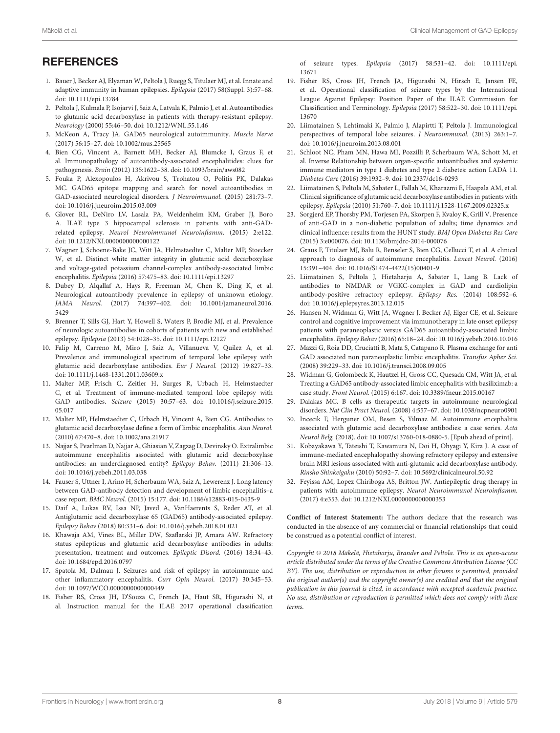## REFERENCES

1. Bauer J, Becker AJ, Elyaman W, Peltola J, Ruegg S, Titulaer MJ, et al. Innate and adaptive immunity in human epilepsies. *Epilepsia* (2017) 58(Suppl. 3):57–68. doi: 10.1111/epi.13784
2. Peltola J, Kulmala P, Isojarvi J, Saiz A, Latvala K, Palmio J, et al. Autoantibodies to glutamic acid decarboxylase in patients with therapy-resistant epilepsy. *Neurology* (2000) 55:46–50. doi: 10.1212/WNL.55.1.46
3. McKeon A, Tracy JA. GAD65 neurological autoimmunity. *Muscle Nerve* (2017) 56:15–27. doi: 10.1002/mus.25565
4. Bien CG, Vincent A, Barnett MH, Becker AJ, Blumcke I, Graus F, et al. Immunopathology of autoantibody-associated encephalitides: clues for pathogenesis. *Brain* (2012) 135:1622–38. doi: 10.1093/brain/aws082
5. Fouka P, Alexopoulos H, Akrivou S, Trohatou O, Politis PK, Dalakas MC. GAD65 epitope mapping and search for novel autoantibodies in GAD-associated neurological disorders. *J Neuroimmunol.* (2015) 281:73–7. doi: 10.1016/j.jneuroim.2015.03.009
6. Glover RL, DeNiro LV, Lasala PA, Weidenheim KM, Graber JJ, Boro A. ILAE type 3 hippocampal sclerosis in patients with anti-GAD-related epilepsy. *Neurol Neuroimmunol Neuroinflamm.* (2015) 2:e122. doi: 10.1212/NXI.0000000000000122
7. Wagner J, Schoene-Bake JC, Witt JA, Helmstaedter C, Malter MP, Stoecker W, et al. Distinct white matter integrity in glutamic acid decarboxylase and voltage-gated potassium channel-complex antibody-associated limbic encephalitis. *Epilepsia* (2016) 57:475–83. doi: 10.1111/epi.13297
8. Dubey D, Alqallaf A, Hays R, Freeman M, Chen K, Ding K, et al. Neurological autoantibody prevalence in epilepsy of unknown etiology. *JAMA Neurol.* (2017) 74:397–402. doi: 10.1001/jamaneurol.2016.5429
9. Brenner T, Sills GJ, Hart Y, Howell S, Waters P, Brodie MJ, et al. Prevalence of neurologic autoantibodies in cohorts of patients with new and established epilepsy. *Epilepsia* (2013) 54:1028–35. doi: 10.1111/epi.12127
10. Falip M, Carreno M, Miro J, Saiz A, Villanueva V, Quilez A, et al. Prevalence and immunological spectrum of temporal lobe epilepsy with glutamic acid decarboxylase antibodies. *Eur J Neurol.* (2012) 19:827–33. doi: 10.1111/j.1468-1331.2011.03609.x
11. Malter MP, Frisch C, Zeitler H, Surges R, Urbach H, Helmstaedter C, et al. Treatment of immune-mediated temporal lobe epilepsy with GAD antibodies. *Seizure* (2015) 30:57–63. doi: 10.1016/j.seizure.2015.05.017
12. Malter MP, Helmstaedter C, Urbach H, Vincent A, Bien CG. Antibodies to glutamic acid decarboxylase define a form of limbic encephalitis. *Ann Neurol.* (2010) 67:470–8. doi: 10.1002/ana.21917
13. Najjar S, Pearlman D, Najjar A, Ghiasian V, Zagzag D, Devinsky O. Extralimbic autoimmune encephalitis associated with glutamic acid decarboxylase antibodies: an underdiagnosed entity? *Epilepsy Behav.* (2011) 21:306–13. doi: 10.1016/j.yebeh.2011.03.038
14. Fauser S, Uttner I, Arino H, Scherbaum WA, Saiz A, Lewerenz J. Long latency between GAD-antibody detection and development of limbic encephalitis–a case report. *BMC Neurol.* (2015) 15:177. doi: 10.1186/s12883-015-0435-9
15. Daif A, Lukas RV, Issa NP, Javed A, VanHaerents S, Reder AT, et al. Antiglutamic acid decarboxylase 65 (GAD65) antibody-associated epilepsy. *Epilepsy Behav* (2018) 80:331–6. doi: 10.1016/j.yebeh.2018.01.021
16. Khawaja AM, Vines BL, Miller DW, Szaflarski JP, Amara AW. Refractory status epilepticus and glutamic acid decarboxylase antibodies in adults: presentation, treatment and outcomes. *Epileptic Disord.* (2016) 18:34–43. doi: 10.1684/epd.2016.0797
17. Spatola M, Dalmau J. Seizures and risk of epilepsy in autoimmune and other inflammatory encephalitis. *Curr Opin Neurol.* (2017) 30:345–53. doi: 10.1097/WCO.0000000000000449
18. Fisher RS, Cross JH, D'Souza C, French JA, Haut SR, Higurashi N, et al. Instruction manual for the ILAE 2017 operational classification of seizure types. *Epilepsia* (2017) 58:531–42. doi: 10.1111/epi.13671
19. Fisher RS, Cross JH, French JA, Higurashi N, Hirsch E, Jansen FE, et al. Operational classification of seizure types by the International League Against Epilepsy: Position Paper of the ILAE Commission for Classification and Terminology. *Epilepsia* (2017) 58:522–30. doi: 10.1111/epi.13670
20. Liimatainen S, Lehtimaki K, Palmio J, Alapirtti T, Peltola J. Immunological perspectives of temporal lobe seizures. *J Neuroimmunol.* (2013) 263:1–7. doi: 10.1016/j.jneuroim.2013.08.001
21. Schloot NC, Pham MN, Hawa MI, Pozzilli P, Scherbaum WA, Schott M, et al. Inverse Relationship between organ-specific autoantibodies and systemic immune mediators in type 1 diabetes and type 2 diabetes: action LADA 11. *Diabetes Care* (2016) 39:1932–9. doi: 10.2337/dc16-0293
22. Liimatainen S, Peltola M, Sabater L, Fallah M, Kharazmi E, Haapala AM, et al. Clinical significance of glutamic acid decarboxylase antibodies in patients with epilepsy. *Epilepsia* (2010) 51:760–7. doi: 10.1111/j.1528-1167.2009.02325.x
23. Sorgjerd EP, Thorsby PM, Torjesen PA, Skorpen F, Kvaloy K, Grill V. Presence of anti-GAD in a non-diabetic population of adults; time dynamics and clinical influence: results from the HUNT study. *BMJ Open Diabetes Res Care* (2015) 3:e000076. doi: 10.1136/bmjdrc-2014-000076
24. Graus F, Titulaer MJ, Balu R, Benseler S, Bien CG, Cellucci T, et al. A clinical approach to diagnosis of autoimmune encephalitis. *Lancet Neurol.* (2016) 15:391–404. doi: 10.1016/S1474-4422(15)00401-9
25. Liimatainen S, Peltola J, Hietaharju A, Sabater L, Lang B. Lack of antibodies to NMDAR or VGKC-complex in GAD and cardiolipin antibody-positive refractory epilepsy. *Epilepsy Res.* (2014) 108:592–6. doi: 10.1016/j.eplepsyres.2013.12.015
26. Hansen N, Widman G, Witt JA, Wagner J, Becker AJ, Elger CE, et al. Seizure control and cognitive improvement via immunotherapy in late onset epilepsy patients with paraneoplastic versus GAD65 autoantibody-associated limbic encephalitis. *Epilepsy Behav* (2016) 65:18–24. doi: 10.1016/j.yebeh.2016.10.016
27. Mazzi G, Roia DD, Cruciatti B, Mata S, Catapano R. Plasma exchange for anti GAD associated non paraneoplastic limbic encephalitis. *Transfus Apher Sci.* (2008) 39:229–33. doi: 10.1016/j.transci.2008.09.005
28. Widman G, Golombeck K, Hautzel H, Gross CC, Quesada CM, Witt JA, et al. Treating a GAD65 antibody-associated limbic encephalitis with basiliximab: a case study. *Front Neurol.* (2015) 6:167. doi: 10.3389/fneur.2015.00167
29. Dalakas MC. B cells as therapeutic targets in autoimmune neurological disorders. *Nat Clin Pract Neurol.* (2008) 4:557–67. doi: 10.1038/ncpneuro0901
30. Incecik F, Herguner OM, Besen S, Yilmaz M. Autoimmune encephalitis associated with glutamic acid decarboxylase antibodies: a case series. *Acta Neurol Belg.* (2018). doi: 10.1007/s13760-018-0880-5. [Epub ahead of print].
31. Kobayakawa Y, Tateishi T, Kawamura N, Doi H, Ohyagi Y, Kira J. A case of immune-mediated encephalopathy showing refractory epilepsy and extensive brain MRI lesions associated with anti-glutamic acid decarboxylase antibody. *Rinsho Shinkeigaku* (2010) 50:92–7. doi: 10.5692/clinicalneurol.50.92
32. Feyissa AM, Lopez Chiriboga AS, Britton JW. Antiepileptic drug therapy in patients with autoimmune epilepsy. *Neurol Neuroimmunol Neuroinflamm.* (2017) 4:e353. doi: 10.1212/NXI.0000000000000353

**Conflict of Interest Statement:** The authors declare that the research was conducted in the absence of any commercial or financial relationships that could be construed as a potential conflict of interest.

*Copyright © 2018 Mäkelä, Hietaharju, Brander and Peltola. This is an open-access article distributed under the terms of the Creative Commons Attribution License (CC BY). The use, distribution or reproduction in other forums is permitted, provided the original author(s) and the copyright owner(s) are credited and that the original publication in this journal is cited, in accordance with accepted academic practice. No use, distribution or reproduction is permitted which does not comply with these terms.*